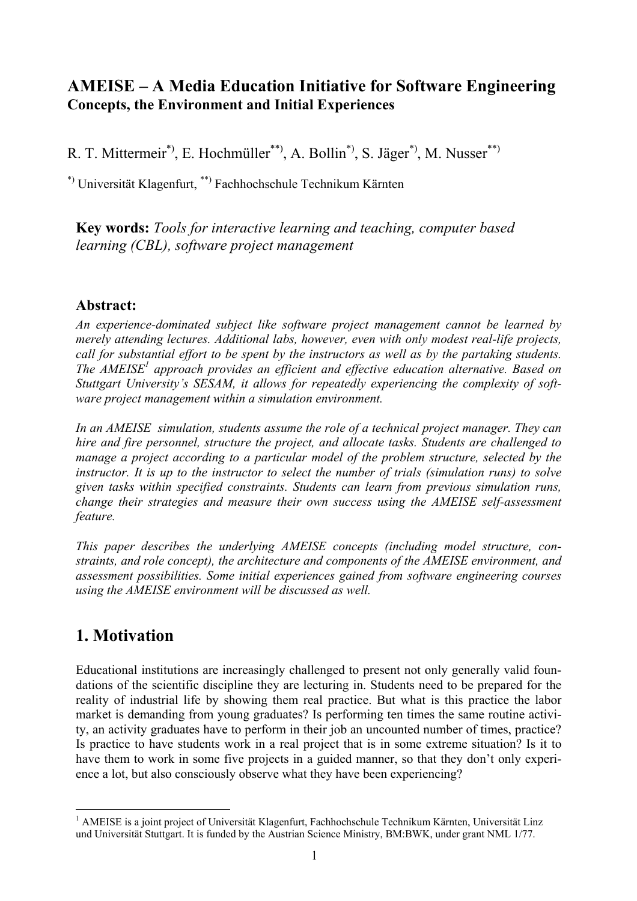# AMEISE – A Media Education Initiative for Software Engineering

**Concepts, the Environment and Initial Experiences**

R. T. Mittermeir[*)], E. Hochmüller[**)], A. Bollin[*)], S. Jäger[*)], M. Nusser[**)]

[*)] Universität Klagenfurt, [**)] Fachhochschule Technikum Kärnten

**Key words:** *Tools for interactive learning and teaching, computer based learning (CBL), software project management*

## Abstract:

*An experience-dominated subject like software project management cannot be learned by merely attending lectures. Additional labs, however, even with only modest real-life projects, call for substantial effort to be spent by the instructors as well as by the partaking students. The AMEISE[1] approach provides an efficient and effective education alternative. Based on Stuttgart University's SESAM, it allows for repeatedly experiencing the complexity of software project management within a simulation environment.*

*In an AMEISE simulation, students assume the role of a technical project manager. They can hire and fire personnel, structure the project, and allocate tasks. Students are challenged to manage a project according to a particular model of the problem structure, selected by the instructor. It is up to the instructor to select the number of trials (simulation runs) to solve given tasks within specified constraints. Students can learn from previous simulation runs, change their strategies and measure their own success using the AMEISE self-assessment feature.*

*This paper describes the underlying AMEISE concepts (including model structure, constraints, and role concept), the architecture and components of the AMEISE environment, and assessment possibilities. Some initial experiences gained from software engineering courses using the AMEISE environment will be discussed as well.*

## 1. Motivation

Educational institutions are increasingly challenged to present not only generally valid foundations of the scientific discipline they are lecturing in. Students need to be prepared for the reality of industrial life by showing them real practice. But what is this practice the labor market is demanding from young graduates? Is performing ten times the same routine activity, an activity graduates have to perform in their job an uncounted number of times, practice? Is practice to have students work in a real project that is in some extreme situation? Is it to have them to work in some five projects in a guided manner, so that they don't only experience a lot, but also consciously observe what they have been experiencing?

---

[1] AMEISE is a joint project of Universität Klagenfurt, Fachhochschule Technikum Kärnten, Universität Linz und Universität Stuttgart. It is funded by the Austrian Science Ministry, BM:BWK, under grant NML 1/77.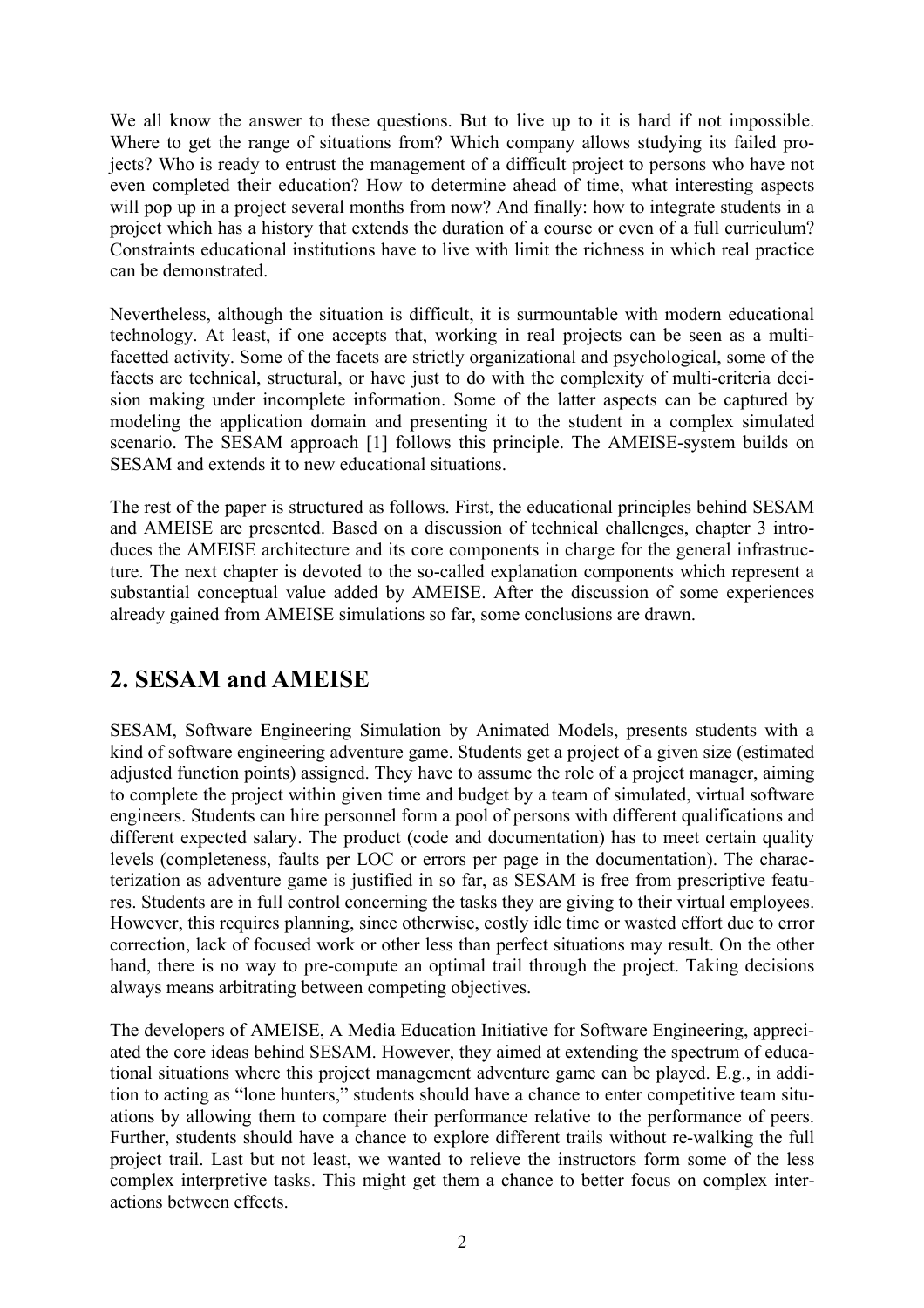We all know the answer to these questions. But to live up to it is hard if not impossible. Where to get the range of situations from? Which company allows studying its failed projects? Who is ready to entrust the management of a difficult project to persons who have not even completed their education? How to determine ahead of time, what interesting aspects will pop up in a project several months from now? And finally: how to integrate students in a project which has a history that extends the duration of a course or even of a full curriculum? Constraints educational institutions have to live with limit the richness in which real practice can be demonstrated.

Nevertheless, although the situation is difficult, it is surmountable with modern educational technology. At least, if one accepts that, working in real projects can be seen as a multi-facetted activity. Some of the facets are strictly organizational and psychological, some of the facets are technical, structural, or have just to do with the complexity of multi-criteria decision making under incomplete information. Some of the latter aspects can be captured by modeling the application domain and presenting it to the student in a complex simulated scenario. The SESAM approach [1] follows this principle. The AMEISE-system builds on SESAM and extends it to new educational situations.

The rest of the paper is structured as follows. First, the educational principles behind SESAM and AMEISE are presented. Based on a discussion of technical challenges, chapter 3 introduces the AMEISE architecture and its core components in charge for the general infrastructure. The next chapter is devoted to the so-called explanation components which represent a substantial conceptual value added by AMEISE. After the discussion of some experiences already gained from AMEISE simulations so far, some conclusions are drawn.

## 2. SESAM and AMEISE

SESAM, Software Engineering Simulation by Animated Models, presents students with a kind of software engineering adventure game. Students get a project of a given size (estimated adjusted function points) assigned. They have to assume the role of a project manager, aiming to complete the project within given time and budget by a team of simulated, virtual software engineers. Students can hire personnel form a pool of persons with different qualifications and different expected salary. The product (code and documentation) has to meet certain quality levels (completeness, faults per LOC or errors per page in the documentation). The characterization as adventure game is justified in so far, as SESAM is free from prescriptive features. Students are in full control concerning the tasks they are giving to their virtual employees. However, this requires planning, since otherwise, costly idle time or wasted effort due to error correction, lack of focused work or other less than perfect situations may result. On the other hand, there is no way to pre-compute an optimal trail through the project. Taking decisions always means arbitrating between competing objectives.

The developers of AMEISE, A Media Education Initiative for Software Engineering, appreciated the core ideas behind SESAM. However, they aimed at extending the spectrum of educational situations where this project management adventure game can be played. E.g., in addition to acting as "lone hunters," students should have a chance to enter competitive team situations by allowing them to compare their performance relative to the performance of peers. Further, students should have a chance to explore different trails without re-walking the full project trail. Last but not least, we wanted to relieve the instructors form some of the less complex interpretive tasks. This might get them a chance to better focus on complex interactions between effects.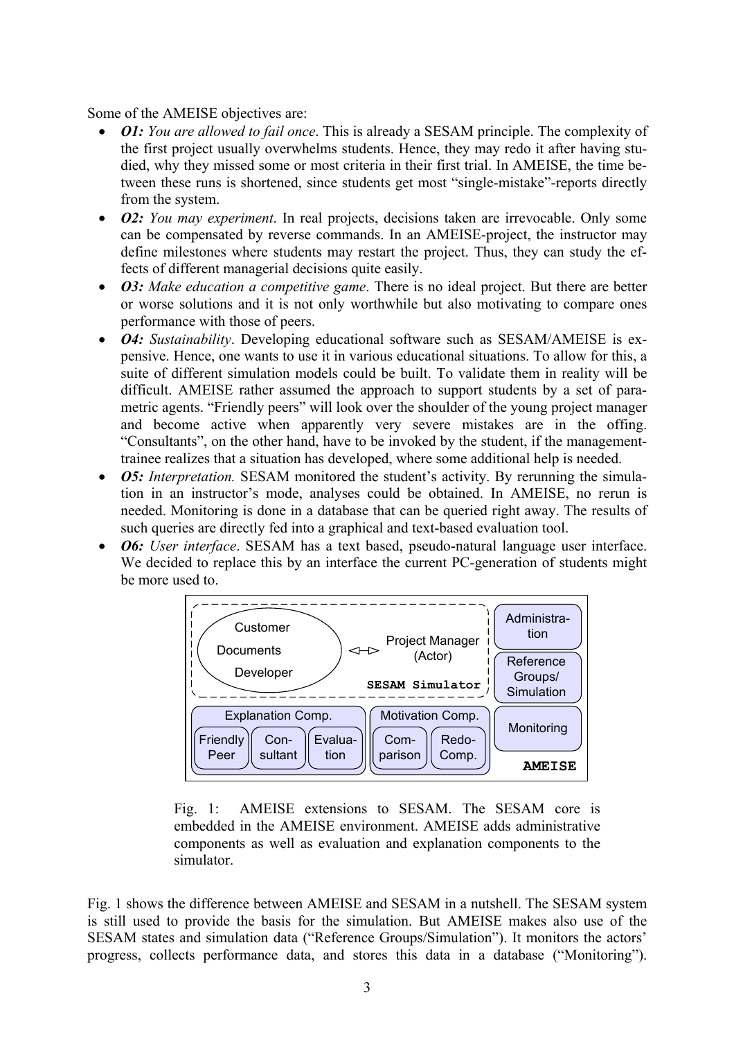Some of the AMEISE objectives are:

- ***O1:** You are allowed to fail once*. This is already a SESAM principle. The complexity of the first project usually overwhelms students. Hence, they may redo it after having studied, why they missed some or most criteria in their first trial. In AMEISE, the time between these runs is shortened, since students get most "single-mistake"-reports directly from the system.
- ***O2:** You may experiment*. In real projects, decisions taken are irrevocable. Only some can be compensated by reverse commands. In an AMEISE-project, the instructor may define milestones where students may restart the project. Thus, they can study the effects of different managerial decisions quite easily.
- ***O3:** Make education a competitive game*. There is no ideal project. But there are better or worse solutions and it is not only worthwhile but also motivating to compare ones performance with those of peers.
- ***O4:** Sustainability*. Developing educational software such as SESAM/AMEISE is expensive. Hence, one wants to use it in various educational situations. To allow for this, a suite of different simulation models could be built. To validate them in reality will be difficult. AMEISE rather assumed the approach to support students by a set of parametric agents. "Friendly peers" will look over the shoulder of the young project manager and become active when apparently very severe mistakes are in the offing. "Consultants", on the other hand, have to be invoked by the student, if the management-trainee realizes that a situation has developed, where some additional help is needed.
- ***O5:** Interpretation.* SESAM monitored the student's activity. By rerunning the simulation in an instructor's mode, analyses could be obtained. In AMEISE, no rerun is needed. Monitoring is done in a database that can be queried right away. The results of such queries are directly fed into a graphical and text-based evaluation tool.
- ***O6:** User interface*. SESAM has a text based, pseudo-natural language user interface. We decided to replace this by an interface the current PC-generation of students might be more used to.

Fig. 1: AMEISE extensions to SESAM. The SESAM core is embedded in the AMEISE environment. AMEISE adds administrative components as well as evaluation and explanation components to the simulator.

Fig. 1 shows the difference between AMEISE and SESAM in a nutshell. The SESAM system is still used to provide the basis for the simulation. But AMEISE makes also use of the SESAM states and simulation data ("Reference Groups/Simulation"). It monitors the actors' progress, collects performance data, and stores this data in a database ("Monitoring").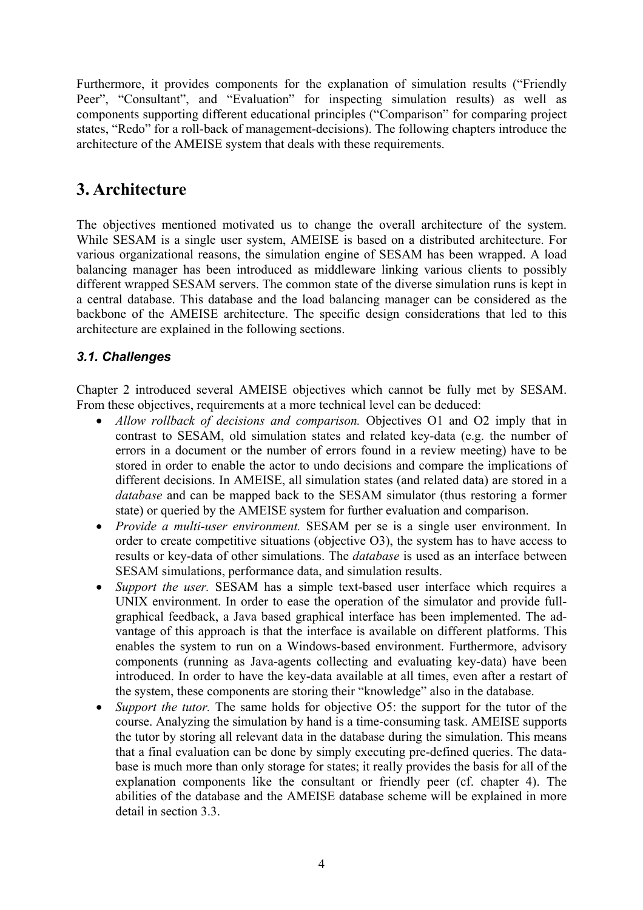Furthermore, it provides components for the explanation of simulation results ("Friendly Peer", "Consultant", and "Evaluation" for inspecting simulation results) as well as components supporting different educational principles ("Comparison" for comparing project states, "Redo" for a roll-back of management-decisions). The following chapters introduce the architecture of the AMEISE system that deals with these requirements.

# 3. Architecture

The objectives mentioned motivated us to change the overall architecture of the system. While SESAM is a single user system, AMEISE is based on a distributed architecture. For various organizational reasons, the simulation engine of SESAM has been wrapped. A load balancing manager has been introduced as middleware linking various clients to possibly different wrapped SESAM servers. The common state of the diverse simulation runs is kept in a central database. This database and the load balancing manager can be considered as the backbone of the AMEISE architecture. The specific design considerations that led to this architecture are explained in the following sections.

## *3.1. Challenges*

Chapter 2 introduced several AMEISE objectives which cannot be fully met by SESAM. From these objectives, requirements at a more technical level can be deduced:

- *Allow rollback of decisions and comparison.* Objectives O1 and O2 imply that in contrast to SESAM, old simulation states and related key-data (e.g. the number of errors in a document or the number of errors found in a review meeting) have to be stored in order to enable the actor to undo decisions and compare the implications of different decisions. In AMEISE, all simulation states (and related data) are stored in a *database* and can be mapped back to the SESAM simulator (thus restoring a former state) or queried by the AMEISE system for further evaluation and comparison.
- *Provide a multi-user environment.* SESAM per se is a single user environment. In order to create competitive situations (objective O3), the system has to have access to results or key-data of other simulations. The *database* is used as an interface between SESAM simulations, performance data, and simulation results.
- *Support the user.* SESAM has a simple text-based user interface which requires a UNIX environment. In order to ease the operation of the simulator and provide full-graphical feedback, a Java based graphical interface has been implemented. The advantage of this approach is that the interface is available on different platforms. This enables the system to run on a Windows-based environment. Furthermore, advisory components (running as Java-agents collecting and evaluating key-data) have been introduced. In order to have the key-data available at all times, even after a restart of the system, these components are storing their "knowledge" also in the database.
- *Support the tutor.* The same holds for objective O5: the support for the tutor of the course. Analyzing the simulation by hand is a time-consuming task. AMEISE supports the tutor by storing all relevant data in the database during the simulation. This means that a final evaluation can be done by simply executing pre-defined queries. The database is much more than only storage for states; it really provides the basis for all of the explanation components like the consultant or friendly peer (cf. chapter 4). The abilities of the database and the AMEISE database scheme will be explained in more detail in section 3.3.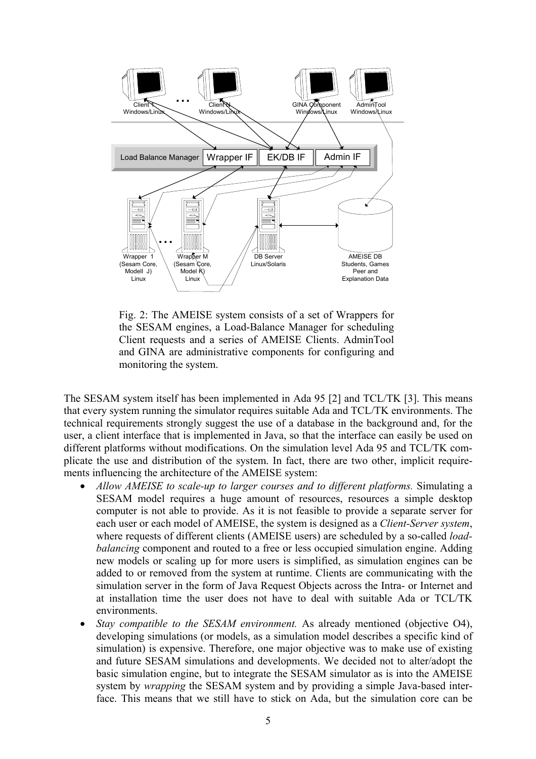Fig. 2: The AMEISE system consists of a set of Wrappers for the SESAM engines, a Load-Balance Manager for scheduling Client requests and a series of AMEISE Clients. AdminTool and GINA are administrative components for configuring and monitoring the system.

The SESAM system itself has been implemented in Ada 95 [2] and TCL/TK [3]. This means that every system running the simulator requires suitable Ada and TCL/TK environments. The technical requirements strongly suggest the use of a database in the background and, for the user, a client interface that is implemented in Java, so that the interface can easily be used on different platforms without modifications. On the simulation level Ada 95 and TCL/TK complicate the use and distribution of the system. In fact, there are two other, implicit requirements influencing the architecture of the AMEISE system:

- *Allow AMEISE to scale-up to larger courses and to different platforms.* Simulating a SESAM model requires a huge amount of resources, resources a simple desktop computer is not able to provide. As it is not feasible to provide a separate server for each user or each model of AMEISE, the system is designed as a *Client-Server system*, where requests of different clients (AMEISE users) are scheduled by a so-called *load-balancing* component and routed to a free or less occupied simulation engine. Adding new models or scaling up for more users is simplified, as simulation engines can be added to or removed from the system at runtime. Clients are communicating with the simulation server in the form of Java Request Objects across the Intra- or Internet and at installation time the user does not have to deal with suitable Ada or TCL/TK environments.
- *Stay compatible to the SESAM environment.* As already mentioned (objective O4), developing simulations (or models, as a simulation model describes a specific kind of simulation) is expensive. Therefore, one major objective was to make use of existing and future SESAM simulations and developments. We decided not to alter/adopt the basic simulation engine, but to integrate the SESAM simulator as is into the AMEISE system by *wrapping* the SESAM system and by providing a simple Java-based interface. This means that we still have to stick on Ada, but the simulation core can be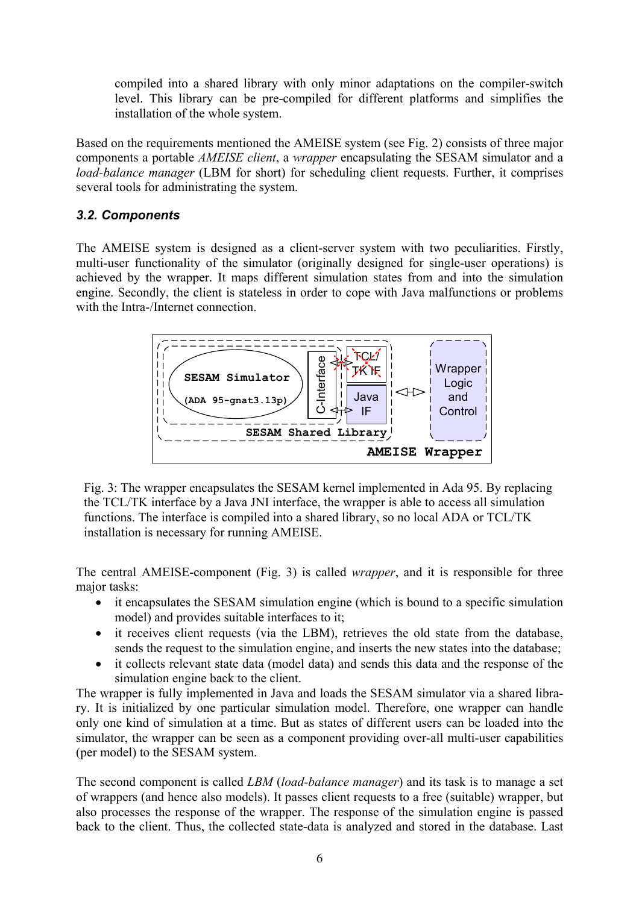compiled into a shared library with only minor adaptations on the compiler-switch level. This library can be pre-compiled for different platforms and simplifies the installation of the whole system.

Based on the requirements mentioned the AMEISE system (see Fig. 2) consists of three major components a portable *AMEISE client*, a *wrapper* encapsulating the SESAM simulator and a *load-balance manager* (LBM for short) for scheduling client requests. Further, it comprises several tools for administrating the system.

### *3.2. Components*

The AMEISE system is designed as a client-server system with two peculiarities. Firstly, multi-user functionality of the simulator (originally designed for single-user operations) is achieved by the wrapper. It maps different simulation states from and into the simulation engine. Secondly, the client is stateless in order to cope with Java malfunctions or problems with the Intra-/Internet connection.

Fig. 3: The wrapper encapsulates the SESAM kernel implemented in Ada 95. By replacing the TCL/TK interface by a Java JNI interface, the wrapper is able to access all simulation functions. The interface is compiled into a shared library, so no local ADA or TCL/TK installation is necessary for running AMEISE.

The central AMEISE-component (Fig. 3) is called *wrapper*, and it is responsible for three major tasks:

- it encapsulates the SESAM simulation engine (which is bound to a specific simulation model) and provides suitable interfaces to it;
- it receives client requests (via the LBM), retrieves the old state from the database, sends the request to the simulation engine, and inserts the new states into the database;
- it collects relevant state data (model data) and sends this data and the response of the simulation engine back to the client.

The wrapper is fully implemented in Java and loads the SESAM simulator via a shared library. It is initialized by one particular simulation model. Therefore, one wrapper can handle only one kind of simulation at a time. But as states of different users can be loaded into the simulator, the wrapper can be seen as a component providing over-all multi-user capabilities (per model) to the SESAM system.

The second component is called *LBM* (*load-balance manager*) and its task is to manage a set of wrappers (and hence also models). It passes client requests to a free (suitable) wrapper, but also processes the response of the wrapper. The response of the simulation engine is passed back to the client. Thus, the collected state-data is analyzed and stored in the database. Last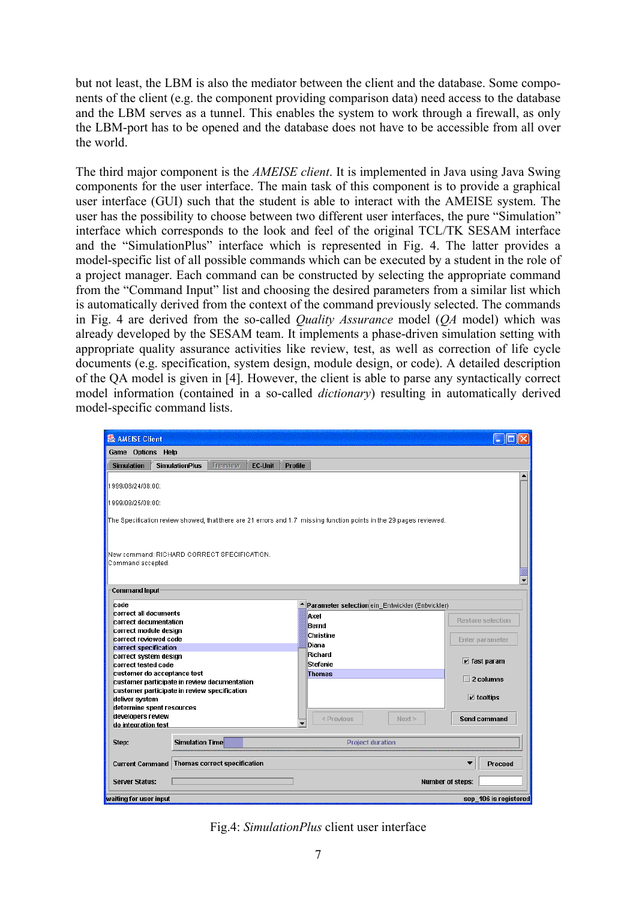but not least, the LBM is also the mediator between the client and the database. Some components of the client (e.g. the component providing comparison data) need access to the database and the LBM serves as a tunnel. This enables the system to work through a firewall, as only the LBM-port has to be opened and the database does not have to be accessible from all over the world.

The third major component is the *AMEISE client*. It is implemented in Java using Java Swing components for the user interface. The main task of this component is to provide a graphical user interface (GUI) such that the student is able to interact with the AMEISE system. The user has the possibility to choose between two different user interfaces, the pure "Simulation" interface which corresponds to the look and feel of the original TCL/TK SESAM interface and the "SimulationPlus" interface which is represented in Fig. 4. The latter provides a model-specific list of all possible commands which can be executed by a student in the role of a project manager. Each command can be constructed by selecting the appropriate command from the "Command Input" list and choosing the desired parameters from a similar list which is automatically derived from the context of the command previously selected. The commands in Fig. 4 are derived from the so-called *Quality Assurance* model (*QA* model) which was already developed by the SESAM team. It implements a phase-driven simulation setting with appropriate quality assurance activities like review, test, as well as correction of life cycle documents (e.g. specification, system design, module design, or code). A detailed description of the QA model is given in [4]. However, the client is able to parse any syntactically correct model information (contained in a so-called *dictionary*) resulting in automatically derived model-specific command lists.

Fig.4: *SimulationPlus* client user interface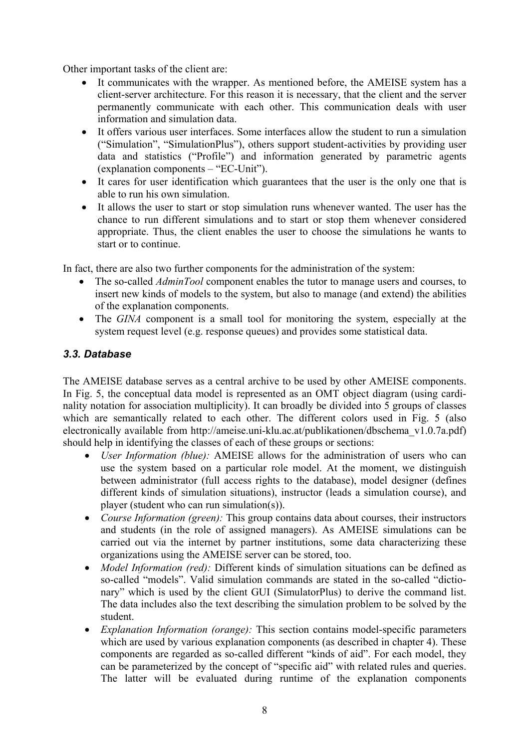Other important tasks of the client are:

- It communicates with the wrapper. As mentioned before, the AMEISE system has a client-server architecture. For this reason it is necessary, that the client and the server permanently communicate with each other. This communication deals with user information and simulation data.
- It offers various user interfaces. Some interfaces allow the student to run a simulation ("Simulation", "SimulationPlus"), others support student-activities by providing user data and statistics ("Profile") and information generated by parametric agents (explanation components – "EC-Unit").
- It cares for user identification which guarantees that the user is the only one that is able to run his own simulation.
- It allows the user to start or stop simulation runs whenever wanted. The user has the chance to run different simulations and to start or stop them whenever considered appropriate. Thus, the client enables the user to choose the simulations he wants to start or to continue.

In fact, there are also two further components for the administration of the system:

- The so-called *AdminTool* component enables the tutor to manage users and courses, to insert new kinds of models to the system, but also to manage (and extend) the abilities of the explanation components.
- The *GINA* component is a small tool for monitoring the system, especially at the system request level (e.g. response queues) and provides some statistical data.

### *3.3. Database*

The AMEISE database serves as a central archive to be used by other AMEISE components. In Fig. 5, the conceptual data model is represented as an OMT object diagram (using cardinality notation for association multiplicity). It can broadly be divided into 5 groups of classes which are semantically related to each other. The different colors used in Fig. 5 (also electronically available from http://ameise.uni-klu.ac.at/publikationen/dbschema_v1.0.7a.pdf) should help in identifying the classes of each of these groups or sections:

- *User Information (blue):* AMEISE allows for the administration of users who can use the system based on a particular role model. At the moment, we distinguish between administrator (full access rights to the database), model designer (defines different kinds of simulation situations), instructor (leads a simulation course), and player (student who can run simulation(s)).
- *Course Information (green):* This group contains data about courses, their instructors and students (in the role of assigned managers). As AMEISE simulations can be carried out via the internet by partner institutions, some data characterizing these organizations using the AMEISE server can be stored, too.
- *Model Information (red):* Different kinds of simulation situations can be defined as so-called "models". Valid simulation commands are stated in the so-called "dictionary" which is used by the client GUI (SimulatorPlus) to derive the command list. The data includes also the text describing the simulation problem to be solved by the student.
- *Explanation Information (orange):* This section contains model-specific parameters which are used by various explanation components (as described in chapter 4). These components are regarded as so-called different "kinds of aid". For each model, they can be parameterized by the concept of "specific aid" with related rules and queries. The latter will be evaluated during runtime of the explanation components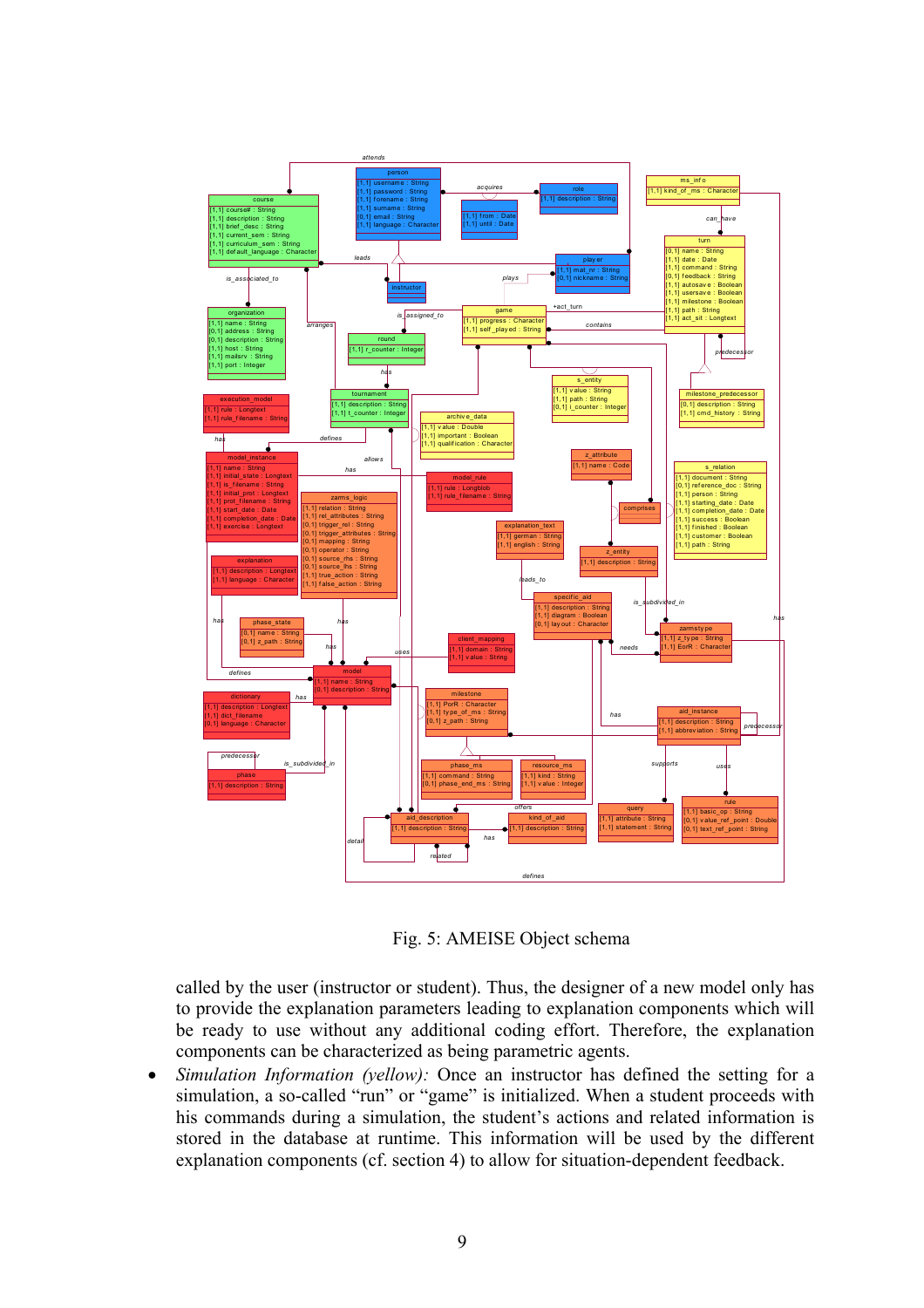Fig. 5: AMEISE Object schema

called by the user (instructor or student). Thus, the designer of a new model only has to provide the explanation parameters leading to explanation components which will be ready to use without any additional coding effort. Therefore, the explanation components can be characterized as being parametric agents.

- *Simulation Information (yellow):* Once an instructor has defined the setting for a simulation, a so-called "run" or "game" is initialized. When a student proceeds with his commands during a simulation, the student's actions and related information is stored in the database at runtime. This information will be used by the different explanation components (cf. section 4) to allow for situation-dependent feedback.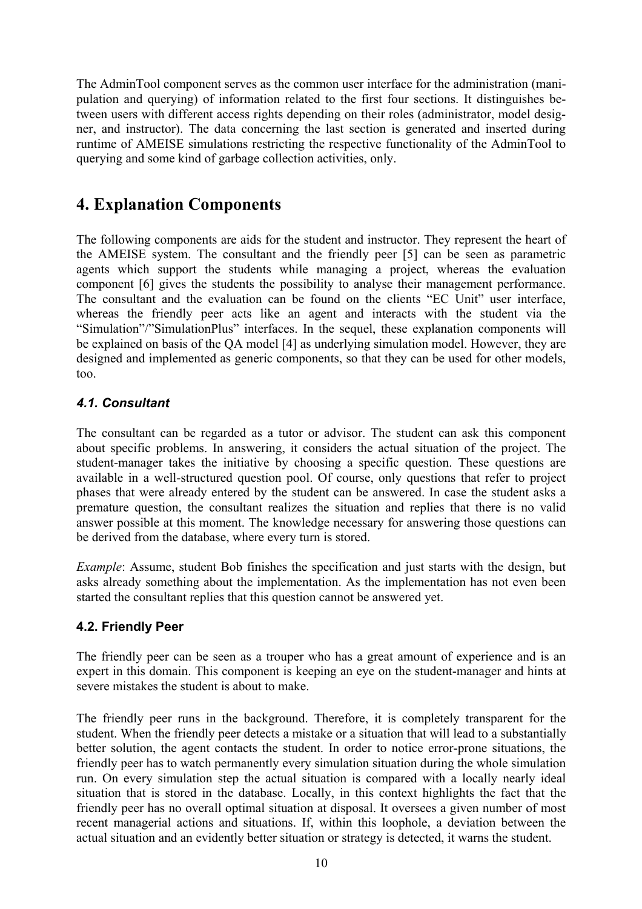The AdminTool component serves as the common user interface for the administration (manipulation and querying) of information related to the first four sections. It distinguishes between users with different access rights depending on their roles (administrator, model designer, and instructor). The data concerning the last section is generated and inserted during runtime of AMEISE simulations restricting the respective functionality of the AdminTool to querying and some kind of garbage collection activities, only.

# 4. Explanation Components

The following components are aids for the student and instructor. They represent the heart of the AMEISE system. The consultant and the friendly peer [5] can be seen as parametric agents which support the students while managing a project, whereas the evaluation component [6] gives the students the possibility to analyse their management performance. The consultant and the evaluation can be found on the clients "EC Unit" user interface, whereas the friendly peer acts like an agent and interacts with the student via the "Simulation"/"SimulationPlus" interfaces. In the sequel, these explanation components will be explained on basis of the QA model [4] as underlying simulation model. However, they are designed and implemented as generic components, so that they can be used for other models, too.

### *4.1. Consultant*

The consultant can be regarded as a tutor or advisor. The student can ask this component about specific problems. In answering, it considers the actual situation of the project. The student-manager takes the initiative by choosing a specific question. These questions are available in a well-structured question pool. Of course, only questions that refer to project phases that were already entered by the student can be answered. In case the student asks a premature question, the consultant realizes the situation and replies that there is no valid answer possible at this moment. The knowledge necessary for answering those questions can be derived from the database, where every turn is stored.

*Example*: Assume, student Bob finishes the specification and just starts with the design, but asks already something about the implementation. As the implementation has not even been started the consultant replies that this question cannot be answered yet.

### 4.2. Friendly Peer

The friendly peer can be seen as a trouper who has a great amount of experience and is an expert in this domain. This component is keeping an eye on the student-manager and hints at severe mistakes the student is about to make.

The friendly peer runs in the background. Therefore, it is completely transparent for the student. When the friendly peer detects a mistake or a situation that will lead to a substantially better solution, the agent contacts the student. In order to notice error-prone situations, the friendly peer has to watch permanently every simulation situation during the whole simulation run. On every simulation step the actual situation is compared with a locally nearly ideal situation that is stored in the database. Locally, in this context highlights the fact that the friendly peer has no overall optimal situation at disposal. It oversees a given number of most recent managerial actions and situations. If, within this loophole, a deviation between the actual situation and an evidently better situation or strategy is detected, it warns the student.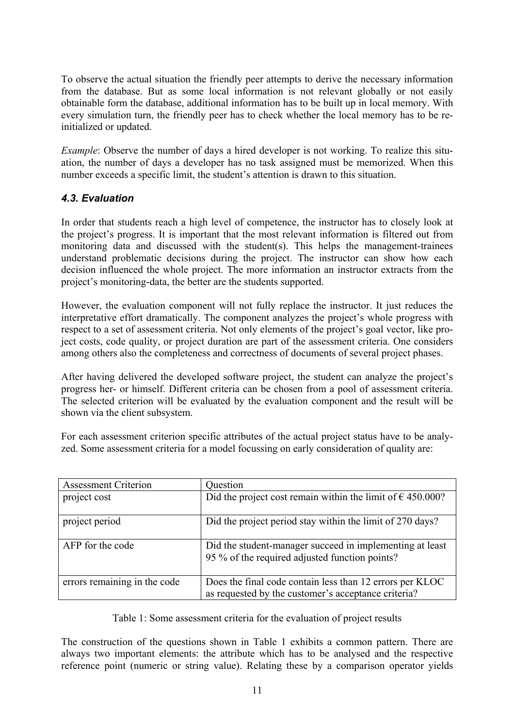To observe the actual situation the friendly peer attempts to derive the necessary information from the database. But as some local information is not relevant globally or not easily obtainable form the database, additional information has to be built up in local memory. With every simulation turn, the friendly peer has to check whether the local memory has to be re-initialized or updated.

*Example*: Observe the number of days a hired developer is not working. To realize this situation, the number of days a developer has no task assigned must be memorized. When this number exceeds a specific limit, the student's attention is drawn to this situation.

### *4.3. Evaluation*

In order that students reach a high level of competence, the instructor has to closely look at the project's progress. It is important that the most relevant information is filtered out from monitoring data and discussed with the student(s). This helps the management-trainees understand problematic decisions during the project. The instructor can show how each decision influenced the whole project. The more information an instructor extracts from the project's monitoring-data, the better are the students supported.

However, the evaluation component will not fully replace the instructor. It just reduces the interpretative effort dramatically. The component analyzes the project's whole progress with respect to a set of assessment criteria. Not only elements of the project's goal vector, like project costs, code quality, or project duration are part of the assessment criteria. One considers among others also the completeness and correctness of documents of several project phases.

After having delivered the developed software project, the student can analyze the project's progress her- or himself. Different criteria can be chosen from a pool of assessment criteria. The selected criterion will be evaluated by the evaluation component and the result will be shown via the client subsystem.

For each assessment criterion specific attributes of the actual project status have to be analyzed. Some assessment criteria for a model focussing on early consideration of quality are:

| Assessment Criterion | Question |
|---|---|
| project cost | Did the project cost remain within the limit of € 450.000? |
| project period | Did the project period stay within the limit of 270 days? |
| AFP for the code | Did the student-manager succeed in implementing at least 95 % of the required adjusted function points? |
| errors remaining in the code | Does the final code contain less than 12 errors per KLOC as requested by the customer's acceptance criteria? |

Table 1: Some assessment criteria for the evaluation of project results

The construction of the questions shown in Table 1 exhibits a common pattern. There are always two important elements: the attribute which has to be analysed and the respective reference point (numeric or string value). Relating these by a comparison operator yields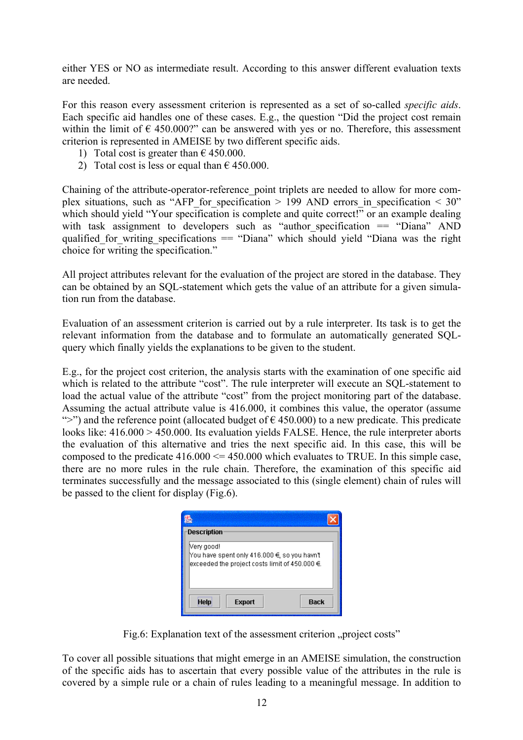either YES or NO as intermediate result. According to this answer different evaluation texts are needed.

For this reason every assessment criterion is represented as a set of so-called *specific aids*. Each specific aid handles one of these cases. E.g., the question "Did the project cost remain within the limit of € 450.000?" can be answered with yes or no. Therefore, this assessment criterion is represented in AMEISE by two different specific aids.

1) Total cost is greater than € 450.000.
2) Total cost is less or equal than € 450.000.

Chaining of the attribute-operator-reference_point triplets are needed to allow for more complex situations, such as "AFP_for_specification > 199 AND errors_in_specification < 30" which should yield "Your specification is complete and quite correct!" or an example dealing with task assignment to developers such as "author_specification == "Diana" AND qualified_for_writing_specifications == "Diana" which should yield "Diana was the right choice for writing the specification."

All project attributes relevant for the evaluation of the project are stored in the database. They can be obtained by an SQL-statement which gets the value of an attribute for a given simulation run from the database.

Evaluation of an assessment criterion is carried out by a rule interpreter. Its task is to get the relevant information from the database and to formulate an automatically generated SQL-query which finally yields the explanations to be given to the student.

E.g., for the project cost criterion, the analysis starts with the examination of one specific aid which is related to the attribute "cost". The rule interpreter will execute an SQL-statement to load the actual value of the attribute "cost" from the project monitoring part of the database. Assuming the actual attribute value is 416.000, it combines this value, the operator (assume ">") and the reference point (allocated budget of € 450.000) to a new predicate. This predicate looks like: 416.000 > 450.000. Its evaluation yields FALSE. Hence, the rule interpreter aborts the evaluation of this alternative and tries the next specific aid. In this case, this will be composed to the predicate 416.000 <= 450.000 which evaluates to TRUE. In this simple case, there are no more rules in the rule chain. Therefore, the examination of this specific aid terminates successfully and the message associated to this (single element) chain of rules will be passed to the client for display (Fig.6).

Description

Very good!
You have spent only 416.000 €, so you havn't exceeded the project costs limit of 450.000 €.

Help | Export | Back

Fig.6: Explanation text of the assessment criterion „project costs"

To cover all possible situations that might emerge in an AMEISE simulation, the construction of the specific aids has to ascertain that every possible value of the attributes in the rule is covered by a simple rule or a chain of rules leading to a meaningful message. In addition to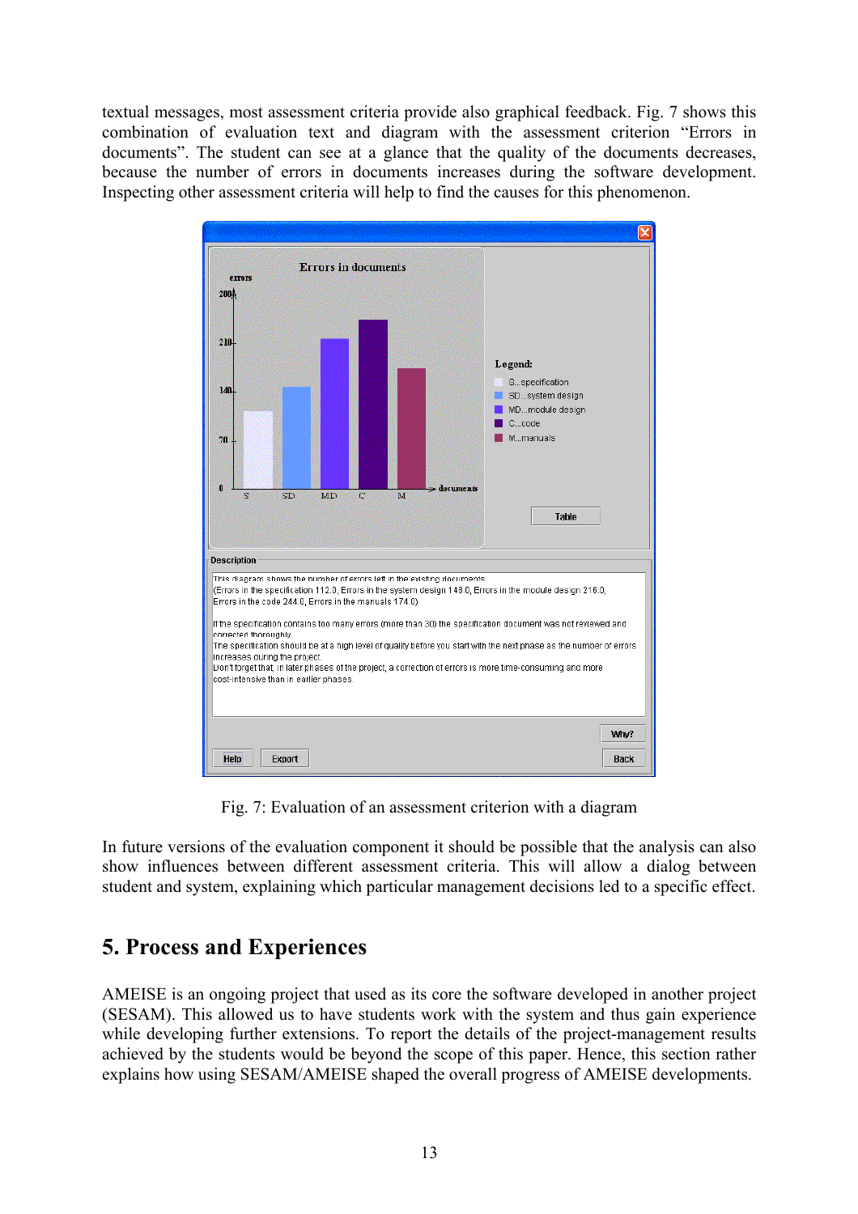textual messages, most assessment criteria provide also graphical feedback. Fig. 7 shows this combination of evaluation text and diagram with the assessment criterion “Errors in documents”. The student can see at a glance that the quality of the documents decreases, because the number of errors in documents increases during the software development. Inspecting other assessment criteria will help to find the causes for this phenomenon.

Fig. 7: Evaluation of an assessment criterion with a diagram

In future versions of the evaluation component it should be possible that the analysis can also show influences between different assessment criteria. This will allow a dialog between student and system, explaining which particular management decisions led to a specific effect.

## 5. Process and Experiences

AMEISE is an ongoing project that used as its core the software developed in another project (SESAM). This allowed us to have students work with the system and thus gain experience while developing further extensions. To report the details of the project-management results achieved by the students would be beyond the scope of this paper. Hence, this section rather explains how using SESAM/AMEISE shaped the overall progress of AMEISE developments.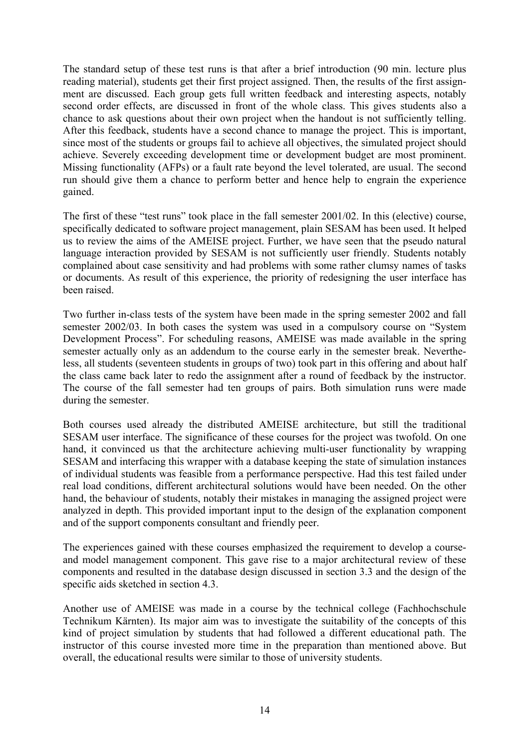The standard setup of these test runs is that after a brief introduction (90 min. lecture plus reading material), students get their first project assigned. Then, the results of the first assignment are discussed. Each group gets full written feedback and interesting aspects, notably second order effects, are discussed in front of the whole class. This gives students also a chance to ask questions about their own project when the handout is not sufficiently telling. After this feedback, students have a second chance to manage the project. This is important, since most of the students or groups fail to achieve all objectives, the simulated project should achieve. Severely exceeding development time or development budget are most prominent. Missing functionality (AFPs) or a fault rate beyond the level tolerated, are usual. The second run should give them a chance to perform better and hence help to engrain the experience gained.

The first of these "test runs" took place in the fall semester 2001/02. In this (elective) course, specifically dedicated to software project management, plain SESAM has been used. It helped us to review the aims of the AMEISE project. Further, we have seen that the pseudo natural language interaction provided by SESAM is not sufficiently user friendly. Students notably complained about case sensitivity and had problems with some rather clumsy names of tasks or documents. As result of this experience, the priority of redesigning the user interface has been raised.

Two further in-class tests of the system have been made in the spring semester 2002 and fall semester 2002/03. In both cases the system was used in a compulsory course on "System Development Process". For scheduling reasons, AMEISE was made available in the spring semester actually only as an addendum to the course early in the semester break. Nevertheless, all students (seventeen students in groups of two) took part in this offering and about half the class came back later to redo the assignment after a round of feedback by the instructor. The course of the fall semester had ten groups of pairs. Both simulation runs were made during the semester.

Both courses used already the distributed AMEISE architecture, but still the traditional SESAM user interface. The significance of these courses for the project was twofold. On one hand, it convinced us that the architecture achieving multi-user functionality by wrapping SESAM and interfacing this wrapper with a database keeping the state of simulation instances of individual students was feasible from a performance perspective. Had this test failed under real load conditions, different architectural solutions would have been needed. On the other hand, the behaviour of students, notably their mistakes in managing the assigned project were analyzed in depth. This provided important input to the design of the explanation component and of the support components consultant and friendly peer.

The experiences gained with these courses emphasized the requirement to develop a course- and model management component. This gave rise to a major architectural review of these components and resulted in the database design discussed in section 3.3 and the design of the specific aids sketched in section 4.3.

Another use of AMEISE was made in a course by the technical college (Fachhochschule Technikum Kärnten). Its major aim was to investigate the suitability of the concepts of this kind of project simulation by students that had followed a different educational path. The instructor of this course invested more time in the preparation than mentioned above. But overall, the educational results were similar to those of university students.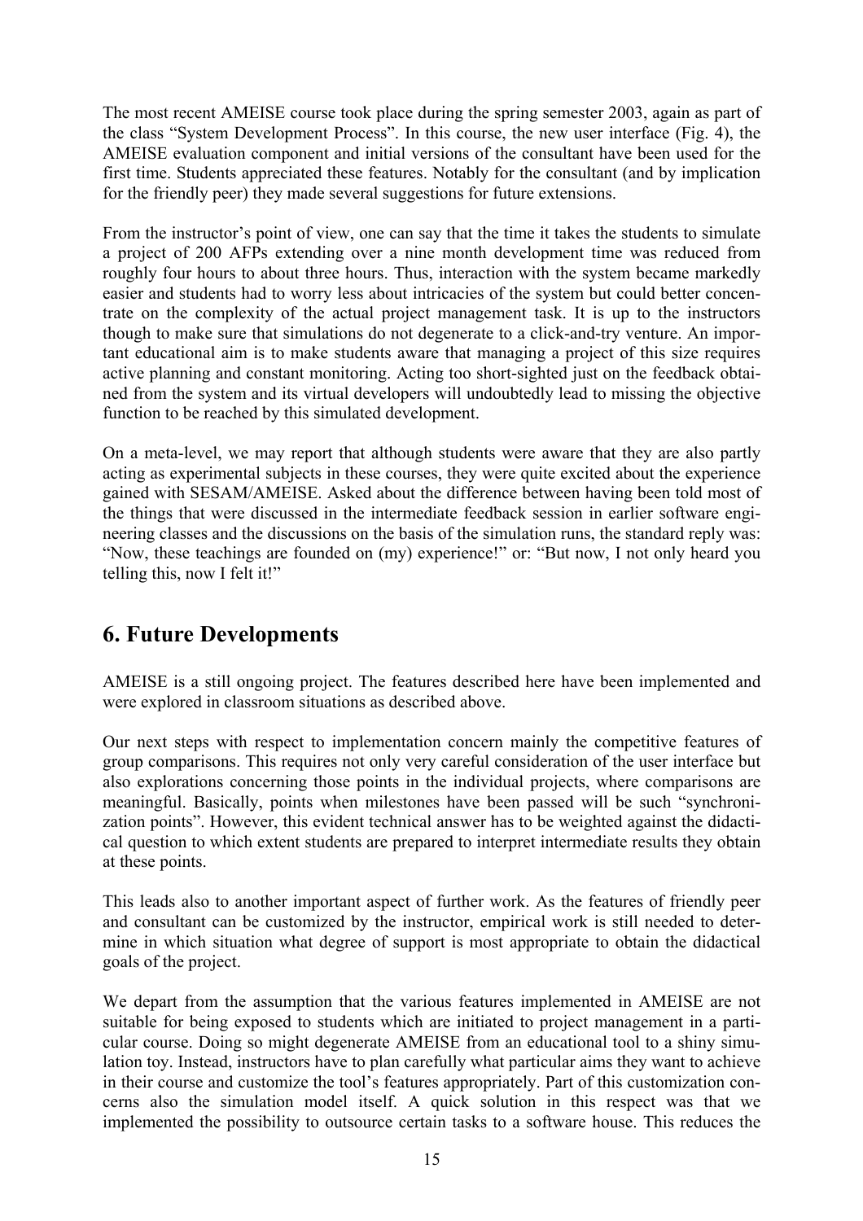The most recent AMEISE course took place during the spring semester 2003, again as part of the class "System Development Process". In this course, the new user interface (Fig. 4), the AMEISE evaluation component and initial versions of the consultant have been used for the first time. Students appreciated these features. Notably for the consultant (and by implication for the friendly peer) they made several suggestions for future extensions.

From the instructor's point of view, one can say that the time it takes the students to simulate a project of 200 AFPs extending over a nine month development time was reduced from roughly four hours to about three hours. Thus, interaction with the system became markedly easier and students had to worry less about intricacies of the system but could better concentrate on the complexity of the actual project management task. It is up to the instructors though to make sure that simulations do not degenerate to a click-and-try venture. An important educational aim is to make students aware that managing a project of this size requires active planning and constant monitoring. Acting too short-sighted just on the feedback obtained from the system and its virtual developers will undoubtedly lead to missing the objective function to be reached by this simulated development.

On a meta-level, we may report that although students were aware that they are also partly acting as experimental subjects in these courses, they were quite excited about the experience gained with SESAM/AMEISE. Asked about the difference between having been told most of the things that were discussed in the intermediate feedback session in earlier software engineering classes and the discussions on the basis of the simulation runs, the standard reply was: "Now, these teachings are founded on (my) experience!" or: "But now, I not only heard you telling this, now I felt it!"

## 6. Future Developments

AMEISE is a still ongoing project. The features described here have been implemented and were explored in classroom situations as described above.

Our next steps with respect to implementation concern mainly the competitive features of group comparisons. This requires not only very careful consideration of the user interface but also explorations concerning those points in the individual projects, where comparisons are meaningful. Basically, points when milestones have been passed will be such "synchronization points". However, this evident technical answer has to be weighted against the didactical question to which extent students are prepared to interpret intermediate results they obtain at these points.

This leads also to another important aspect of further work. As the features of friendly peer and consultant can be customized by the instructor, empirical work is still needed to determine in which situation what degree of support is most appropriate to obtain the didactical goals of the project.

We depart from the assumption that the various features implemented in AMEISE are not suitable for being exposed to students which are initiated to project management in a particular course. Doing so might degenerate AMEISE from an educational tool to a shiny simulation toy. Instead, instructors have to plan carefully what particular aims they want to achieve in their course and customize the tool's features appropriately. Part of this customization concerns also the simulation model itself. A quick solution in this respect was that we implemented the possibility to outsource certain tasks to a software house. This reduces the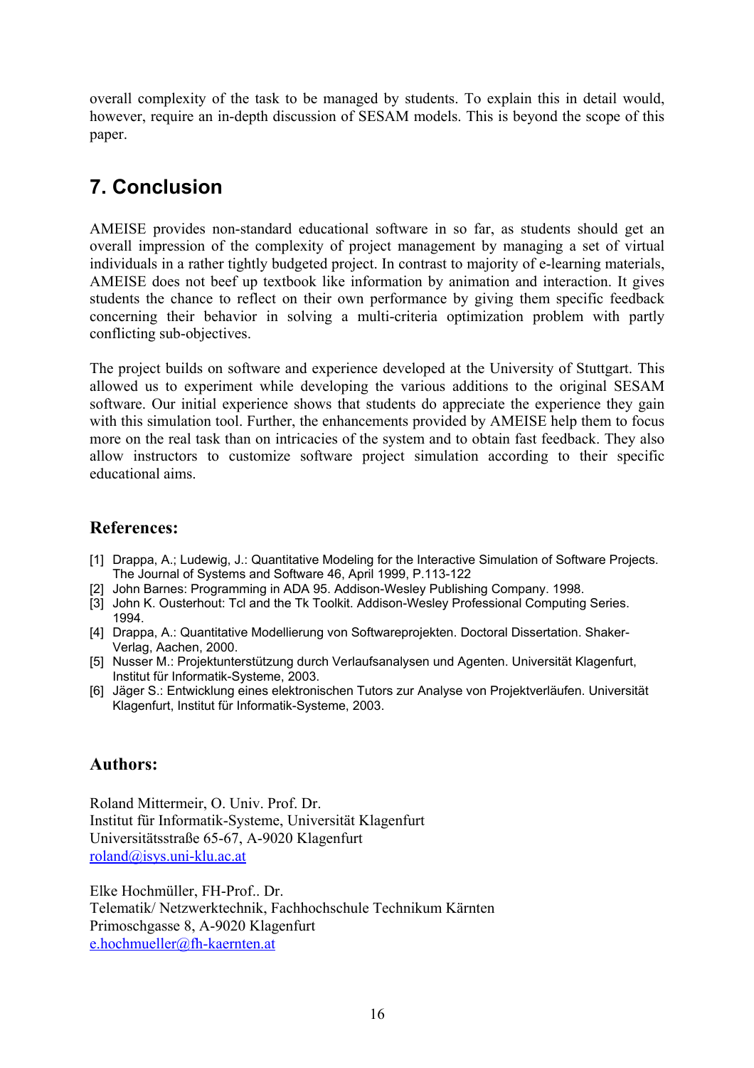overall complexity of the task to be managed by students. To explain this in detail would, however, require an in-depth discussion of SESAM models. This is beyond the scope of this paper.

## 7. Conclusion

AMEISE provides non-standard educational software in so far, as students should get an overall impression of the complexity of project management by managing a set of virtual individuals in a rather tightly budgeted project. In contrast to majority of e-learning materials, AMEISE does not beef up textbook like information by animation and interaction. It gives students the chance to reflect on their own performance by giving them specific feedback concerning their behavior in solving a multi-criteria optimization problem with partly conflicting sub-objectives.

The project builds on software and experience developed at the University of Stuttgart. This allowed us to experiment while developing the various additions to the original SESAM software. Our initial experience shows that students do appreciate the experience they gain with this simulation tool. Further, the enhancements provided by AMEISE help them to focus more on the real task than on intricacies of the system and to obtain fast feedback. They also allow instructors to customize software project simulation according to their specific educational aims.

### References:

[1] Drappa, A.; Ludewig, J.: Quantitative Modeling for the Interactive Simulation of Software Projects. The Journal of Systems and Software 46, April 1999, P.113-122

[2] John Barnes: Programming in ADA 95. Addison-Wesley Publishing Company. 1998.

[3] John K. Ousterhout: Tcl and the Tk Toolkit. Addison-Wesley Professional Computing Series. 1994.

[4] Drappa, A.: Quantitative Modellierung von Softwareprojekten. Doctoral Dissertation. Shaker-Verlag, Aachen, 2000.

[5] Nusser M.: Projektunterstützung durch Verlaufsanalysen und Agenten. Universität Klagenfurt, Institut für Informatik-Systeme, 2003.

[6] Jäger S.: Entwicklung eines elektronischen Tutors zur Analyse von Projektverläufen. Universität Klagenfurt, Institut für Informatik-Systeme, 2003.

### Authors:

Roland Mittermeir, O. Univ. Prof. Dr.
Institut für Informatik-Systeme, Universität Klagenfurt
Universitätsstraße 65-67, A-9020 Klagenfurt
roland@isys.uni-klu.ac.at

Elke Hochmüller, FH-Prof.. Dr.
Telematik/ Netzwerktechnik, Fachhochschule Technikum Kärnten
Primoschgasse 8, A-9020 Klagenfurt
e.hochmueller@fh-kaernten.at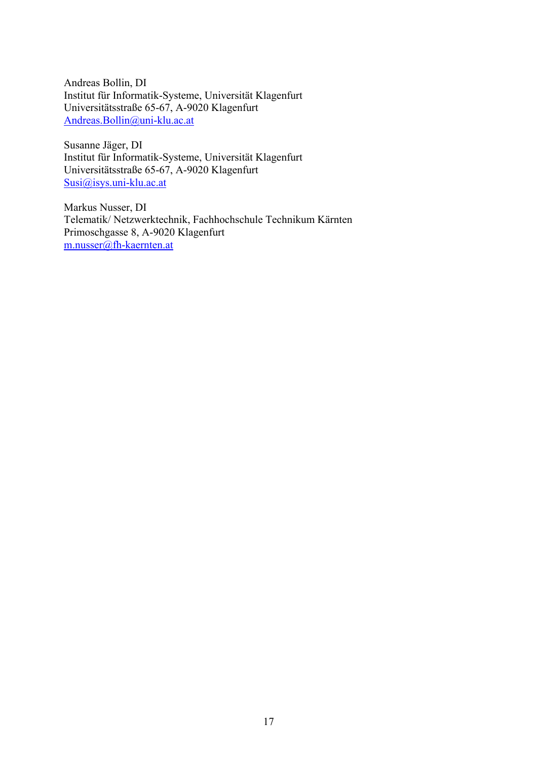Andreas Bollin, DI
Institut für Informatik-Systeme, Universität Klagenfurt
Universitätsstraße 65-67, A-9020 Klagenfurt
Andreas.Bollin@uni-klu.ac.at

Susanne Jäger, DI
Institut für Informatik-Systeme, Universität Klagenfurt
Universitätsstraße 65-67, A-9020 Klagenfurt
Susi@isys.uni-klu.ac.at

Markus Nusser, DI
Telematik/ Netzwerktechnik, Fachhochschule Technikum Kärnten
Primoschgasse 8, A-9020 Klagenfurt
m.nusser@fh-kaernten.at